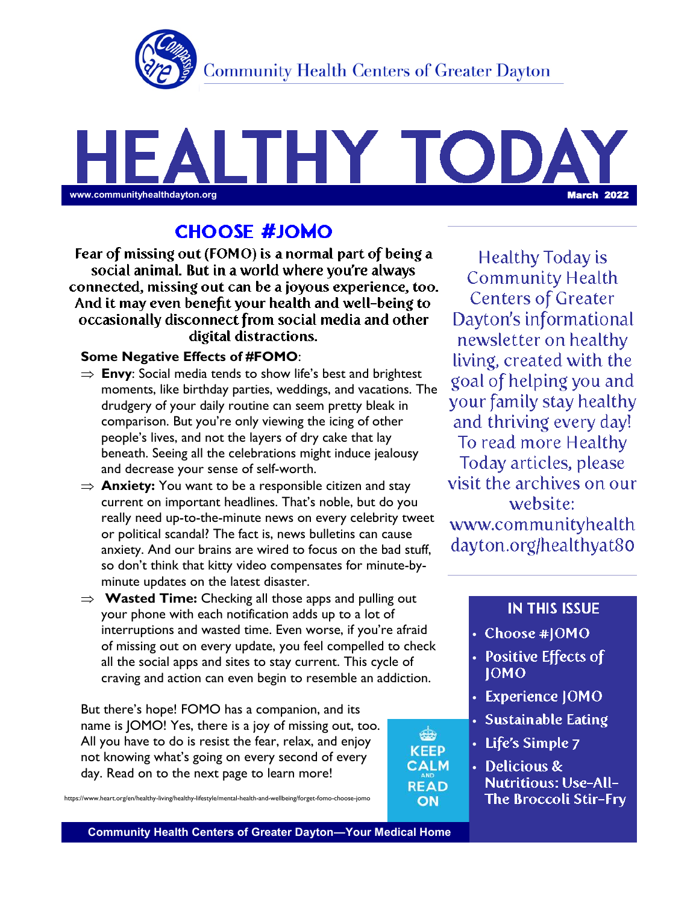Community Health Centers of Greater Dayton

# HEALTHY TODAY

www.communityhealthdayton.org — March 2022

## CHOOSE #JOMO

**Fear of missing out (FOMO) is a normal part of being a social animal. But in a world where you're always connected, missing out can be a joyous experience, too. And it may even benefit your health and well-being to occasionally disconnect from social media and other digital distractions.**

**Some Negative Effects of #FOMO**:

- ⇒ **Envy**: Social media tends to show life's best and brightest moments, like birthday parties, weddings, and vacations. The drudgery of your daily routine can seem pretty bleak in comparison. But you're only viewing the icing of other people's lives, and not the layers of dry cake that lay beneath. Seeing all the celebrations might induce jealousy and decrease your sense of self-worth.
- ⇒ **Anxiety:** You want to be a responsible citizen and stay current on important headlines. That's noble, but do you really need up-to-the-minute news on every celebrity tweet or political scandal? The fact is, news bulletins can cause anxiety. And our brains are wired to focus on the bad stuff, so don't think that kitty video compensates for minute-by-minute updates on the latest disaster.
- ⇒ **Wasted Time:** Checking all those apps and pulling out your phone with each notification adds up to a lot of interruptions and wasted time. Even worse, if you're afraid of missing out on every update, you feel compelled to check all the social apps and sites to stay current. This cycle of craving and action can even begin to resemble an addiction.

But there's hope! FOMO has a companion, and its name is JOMO! Yes, there is a joy of missing out, too. All you have to do is resist the fear, relax, and enjoy not knowing what's going on every second of every day. Read on to the next page to learn more!

https://www.heart.org/en/healthy-living/healthy-lifestyle/mental-health-and-wellbeing/forget-fomo-choose-jomo

KEEP CALM AND READ ON

Healthy Today is Community Health Centers of Greater Dayton's informational newsletter on healthy living, created with the goal of helping you and your family stay healthy and thriving every day! To read more Healthy Today articles, please visit the archives on our website: www.communityhealthdayton.org/healthyat80

### IN THIS ISSUE

- Choose #JOMO
- Positive Effects of JOMO
- Experience JOMO
- Sustainable Eating
- Life's Simple 7
- Delicious & Nutritious: Use-All-The Broccoli Stir-Fry

**Community Health Centers of Greater Dayton—Your Medical Home**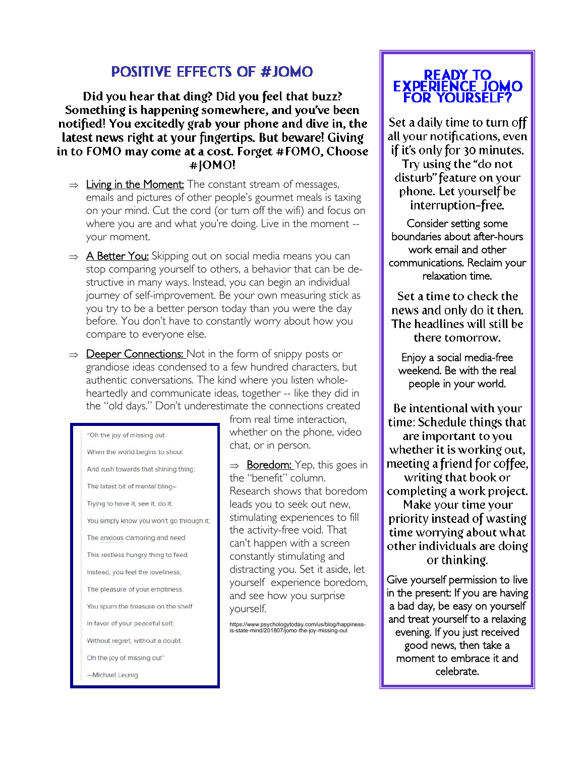## POSITIVE EFFECTS OF #JOMO

**Did you hear that ding? Did you feel that buzz? Something is happening somewhere, and you've been notified! You excitedly grab your phone and dive in, the latest news right at your fingertips. But beware! Giving in to FOMO may come at a cost. Forget #FOMO, Choose #JOMO!**

⇒ Living in the Moment: The constant stream of messages, emails and pictures of other people's gourmet meals is taxing on your mind. Cut the cord (or turn off the wifi) and focus on where you are and what you're doing. Live in the moment -- your moment.

⇒ A Better You: Skipping out on social media means you can stop comparing yourself to others, a behavior that can be destructive in many ways. Instead, you can begin an individual journey of self-improvement. Be your own measuring stick as you try to be a better person today than you were the day before. You don't have to constantly worry about how you compare to everyone else.

⇒ Deeper Connections: Not in the form of snippy posts or grandiose ideas condensed to a few hundred characters, but authentic conversations. The kind where you listen wholeheartedly and communicate ideas, together -- like they did in the "old days." Don't underestimate the connections created from real time interaction, whether on the phone, video chat, or in person.

⇒ Boredom: Yep, this goes in the "benefit" column. Research shows that boredom leads you to seek out new, stimulating experiences to fill the activity-free void. That can't happen with a screen constantly stimulating and distracting you. Set it aside, let yourself experience boredom, and see how you surprise yourself.

https://www.psychologytoday.com/us/blog/happiness-is-state-mind/201807/jomo-the-joy-missing-out

> "Oh the joy of missing out.
> When the world begins to shout
> And rush towards that shining thing;
> The latest bit of mental bling–
> Trying to have it, see it, do it,
> You simply know you won't go through it;
> The anxious clamoring and need
> This restless hungry thing to feed.
> Instead, you feel the loveliness;
> The pleasure of your emptiness.
> You spurn the treasure on the shelf
> In favor of your peaceful self;
> Without regret, without a doubt.
> Oh the joy of missing out"
>
> —Michael Leunig

## READY TO EXPERIENCE JOMO FOR YOURSELF?

Set a daily time to turn off all your notifications, even if it's only for 30 minutes. Try using the "do not disturb" feature on your phone. Let yourself be interruption-free.

Consider setting some boundaries about after-hours work email and other communications. Reclaim your relaxation time.

Set a time to check the news and only do it then. The headlines will still be there tomorrow.

Enjoy a social media-free weekend. Be with the real people in your world.

Be intentional with your time: Schedule things that are important to you whether it is working out, meeting a friend for coffee, writing that book or completing a work project. Make your time your priority instead of wasting time worrying about what other individuals are doing or thinking.

Give yourself permission to live in the present: If you are having a bad day, be easy on yourself and treat yourself to a relaxing evening. If you just received good news, then take a moment to embrace it and celebrate.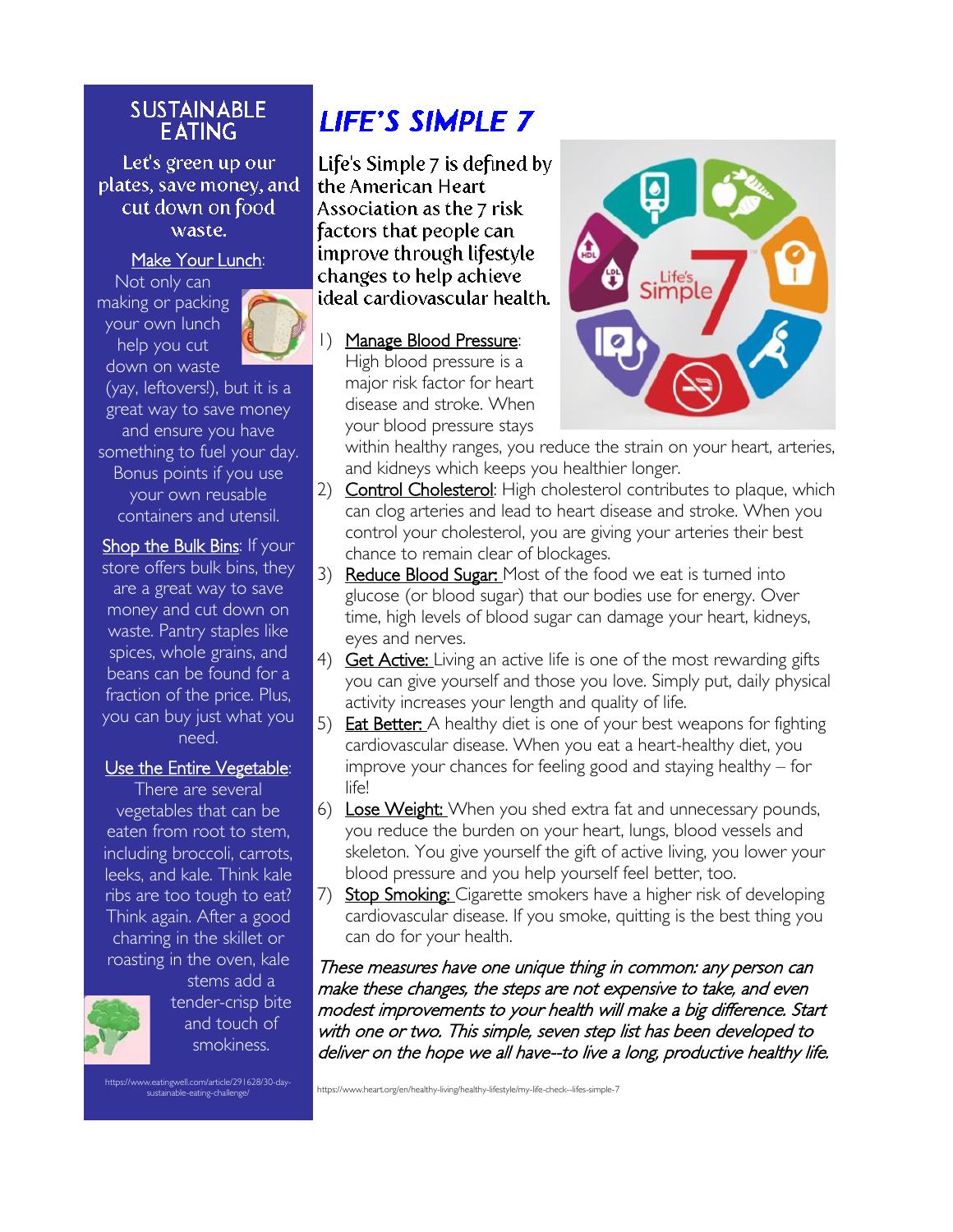# SUSTAINABLE EATING

Let's green up our plates, save money, and cut down on food waste.

Make Your Lunch: Not only can making or packing your own lunch help you cut down on waste (yay, leftovers!), but it is a great way to save money and ensure you have something to fuel your day. Bonus points if you use your own reusable containers and utensil.

Shop the Bulk Bins: If your store offers bulk bins, they are a great way to save money and cut down on waste. Pantry staples like spices, whole grains, and beans can be found for a fraction of the price. Plus, you can buy just what you need.

Use the Entire Vegetable: There are several vegetables that can be eaten from root to stem, including broccoli, carrots, leeks, and kale. Think kale ribs are too tough to eat? Think again. After a good charring in the skillet or roasting in the oven, kale stems add a tender-crisp bite and touch of smokiness.

https://www.eatingwell.com/article/291628/30-day-sustainable-eating-challenge/

# LIFE'S SIMPLE 7

Life's Simple 7 is defined by the American Heart Association as the 7 risk factors that people can improve through lifestyle changes to help achieve ideal cardiovascular health.

1) Manage Blood Pressure: High blood pressure is a major risk factor for heart disease and stroke. When your blood pressure stays within healthy ranges, you reduce the strain on your heart, arteries, and kidneys which keeps you healthier longer.
2) Control Cholesterol: High cholesterol contributes to plaque, which can clog arteries and lead to heart disease and stroke. When you control your cholesterol, you are giving your arteries their best chance to remain clear of blockages.
3) Reduce Blood Sugar: Most of the food we eat is turned into glucose (or blood sugar) that our bodies use for energy. Over time, high levels of blood sugar can damage your heart, kidneys, eyes and nerves.
4) Get Active: Living an active life is one of the most rewarding gifts you can give yourself and those you love. Simply put, daily physical activity increases your length and quality of life.
5) Eat Better: A healthy diet is one of your best weapons for fighting cardiovascular disease. When you eat a heart-healthy diet, you improve your chances for feeling good and staying healthy – for life!
6) Lose Weight: When you shed extra fat and unnecessary pounds, you reduce the burden on your heart, lungs, blood vessels and skeleton. You give yourself the gift of active living, you lower your blood pressure and you help yourself feel better, too.
7) Stop Smoking: Cigarette smokers have a higher risk of developing cardiovascular disease. If you smoke, quitting is the best thing you can do for your health.

*These measures have one unique thing in common: any person can make these changes, the steps are not expensive to take, and even modest improvements to your health will make a big difference. Start with one or two. This simple, seven step list has been developed to deliver on the hope we all have--to live a long, productive healthy life.*

https://www.heart.org/en/healthy-living/healthy-lifestyle/my-life-check--lifes-simple-7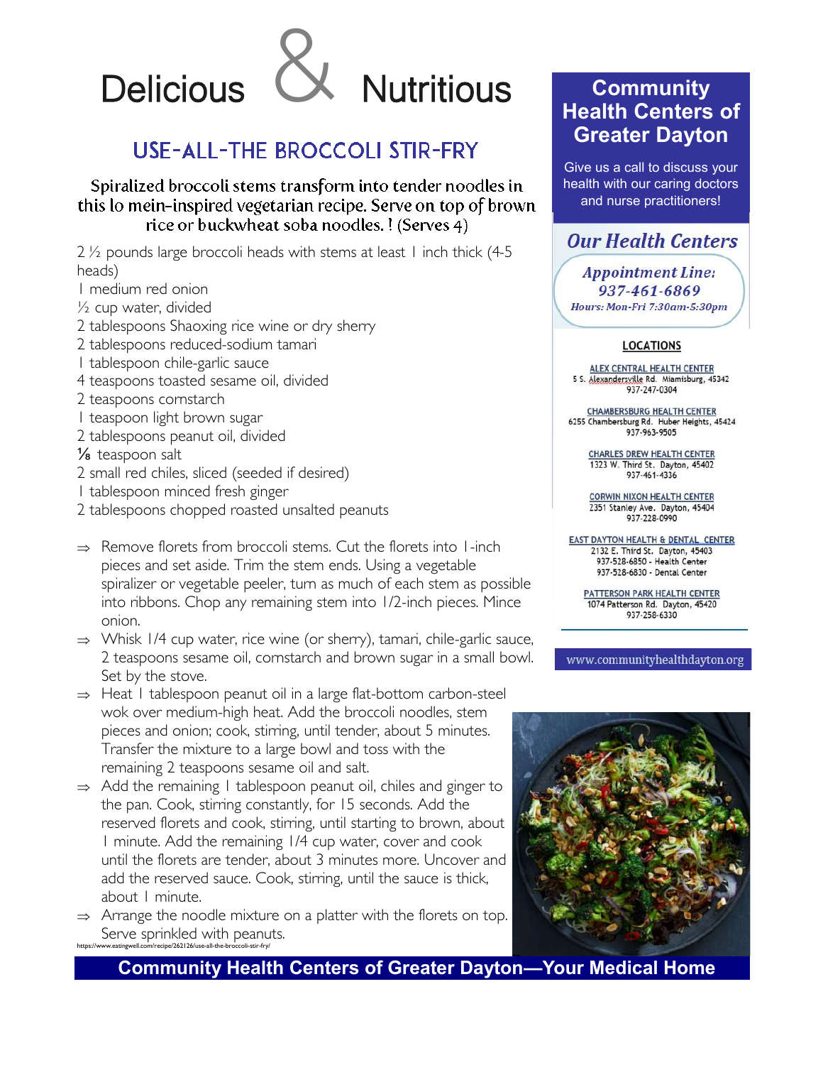# Delicious & Nutritious

## USE-ALL-THE BROCCOLI STIR-FRY

Spiralized broccoli stems transform into tender noodles in this lo mein-inspired vegetarian recipe. Serve on top of brown rice or buckwheat soba noodles. ! (Serves 4)

2 ½ pounds large broccoli heads with stems at least 1 inch thick (4-5 heads)
1 medium red onion
½ cup water, divided
2 tablespoons Shaoxing rice wine or dry sherry
2 tablespoons reduced-sodium tamari
1 tablespoon chile-garlic sauce
4 teaspoons toasted sesame oil, divided
2 teaspoons cornstarch
1 teaspoon light brown sugar
2 tablespoons peanut oil, divided
⅛ teaspoon salt
2 small red chiles, sliced (seeded if desired)
1 tablespoon minced fresh ginger
2 tablespoons chopped roasted unsalted peanuts

- ⇒ Remove florets from broccoli stems. Cut the florets into 1-inch pieces and set aside. Trim the stem ends. Using a vegetable spiralizer or vegetable peeler, turn as much of each stem as possible into ribbons. Chop any remaining stem into 1/2-inch pieces. Mince onion.
- ⇒ Whisk 1/4 cup water, rice wine (or sherry), tamari, chile-garlic sauce, 2 teaspoons sesame oil, cornstarch and brown sugar in a small bowl. Set by the stove.
- ⇒ Heat 1 tablespoon peanut oil in a large flat-bottom carbon-steel wok over medium-high heat. Add the broccoli noodles, stem pieces and onion; cook, stirring, until tender, about 5 minutes. Transfer the mixture to a large bowl and toss with the remaining 2 teaspoons sesame oil and salt.
- ⇒ Add the remaining 1 tablespoon peanut oil, chiles and ginger to the pan. Cook, stirring constantly, for 15 seconds. Add the reserved florets and cook, stirring, until starting to brown, about 1 minute. Add the remaining 1/4 cup water, cover and cook until the florets are tender, about 3 minutes more. Uncover and add the reserved sauce. Cook, stirring, until the sauce is thick, about 1 minute.
- ⇒ Arrange the noodle mixture on a platter with the florets on top. Serve sprinkled with peanuts.

https://www.eatingwell.com/recipe/262126/use-all-the-broccoli-stir-fry/

## Community Health Centers of Greater Dayton

Give us a call to discuss your health with our caring doctors and nurse practitioners!

### *Our Health Centers*

***Appointment Line: 937-461-6869***
*Hours: Mon-Fri 7:30am-5:30pm*

**LOCATIONS**

ALEX CENTRAL HEALTH CENTER
5 S. Alexandersville Rd. Miamisburg, 45342
937-247-0304

CHAMBERSBURG HEALTH CENTER
6255 Chambersburg Rd. Huber Heights, 45424
937-963-9505

CHARLES DREW HEALTH CENTER
1323 W. Third St. Dayton, 45402
937-461-4336

CORWIN NIXON HEALTH CENTER
2351 Stanley Ave. Dayton, 45404
937-228-0990

EAST DAYTON HEALTH & DENTAL CENTER
2132 E. Third St. Dayton, 45403
937-528-6850 - Health Center
937-528-6830 - Dental Center

PATTERSON PARK HEALTH CENTER
1074 Patterson Rd. Dayton, 45420
937-258-6330

www.communityhealthdayton.org

**Community Health Centers of Greater Dayton—Your Medical Home**